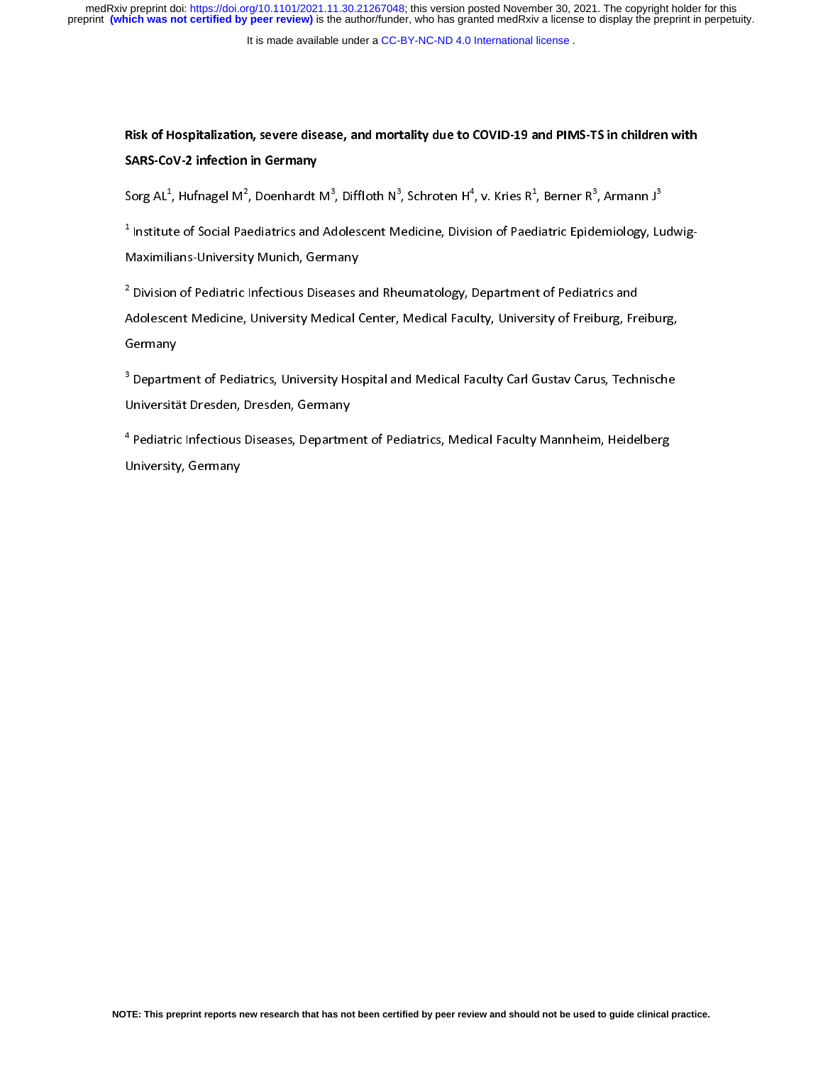# Risk of Hospitalization, severe disease, and mortality due to COVID-19 and PIMS-TS in children with SARS-CoV-2 infection in Germany

Sorg AL[1], Hufnagel M[2], Doenhardt M[3], Diffloth N[3], Schroten H[4], v. Kries R[1], Berner R[3], Armann J[3]

[1] Institute of Social Paediatrics and Adolescent Medicine, Division of Paediatric Epidemiology, Ludwig-Maximilians-University Munich, Germany

[2] Division of Pediatric Infectious Diseases and Rheumatology, Department of Pediatrics and Adolescent Medicine, University Medical Center, Medical Faculty, University of Freiburg, Freiburg, Germany

[3] Department of Pediatrics, University Hospital and Medical Faculty Carl Gustav Carus, Technische Universität Dresden, Dresden, Germany

[4] Pediatric Infectious Diseases, Department of Pediatrics, Medical Faculty Mannheim, Heidelberg University, Germany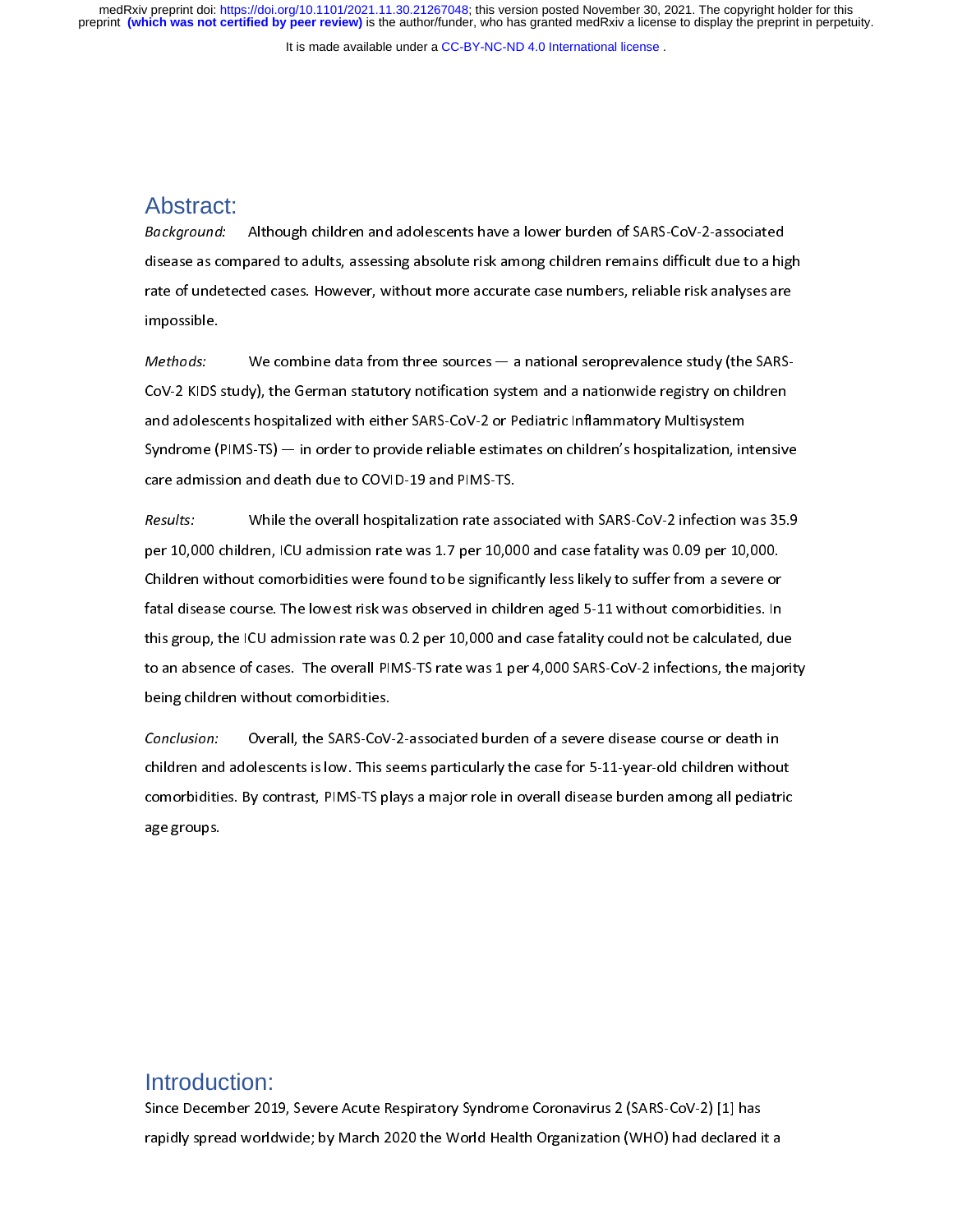## Abstract:

*Background:* Although children and adolescents have a lower burden of SARS-CoV-2-associated disease as compared to adults, assessing absolute risk among children remains difficult due to a high rate of undetected cases. However, without more accurate case numbers, reliable risk analyses are impossible.

*Methods:* We combine data from three sources — a national seroprevalence study (the SARS-CoV-2 KIDS study), the German statutory notification system and a nationwide registry on children and adolescents hospitalized with either SARS-CoV-2 or Pediatric Inflammatory Multisystem Syndrome (PIMS-TS) — in order to provide reliable estimates on children's hospitalization, intensive care admission and death due to COVID-19 and PIMS-TS.

*Results:* While the overall hospitalization rate associated with SARS-CoV-2 infection was 35.9 per 10,000 children, ICU admission rate was 1.7 per 10,000 and case fatality was 0.09 per 10,000. Children without comorbidities were found to be significantly less likely to suffer from a severe or fatal disease course. The lowest risk was observed in children aged 5-11 without comorbidities. In this group, the ICU admission rate was 0.2 per 10,000 and case fatality could not be calculated, due to an absence of cases. The overall PIMS-TS rate was 1 per 4,000 SARS-CoV-2 infections, the majority being children without comorbidities.

*Conclusion:* Overall, the SARS-CoV-2-associated burden of a severe disease course or death in children and adolescents is low. This seems particularly the case for 5-11-year-old children without comorbidities. By contrast, PIMS-TS plays a major role in overall disease burden among all pediatric age groups.

## Introduction:

Since December 2019, Severe Acute Respiratory Syndrome Coronavirus 2 (SARS-CoV-2) [1] has rapidly spread worldwide; by March 2020 the World Health Organization (WHO) had declared it a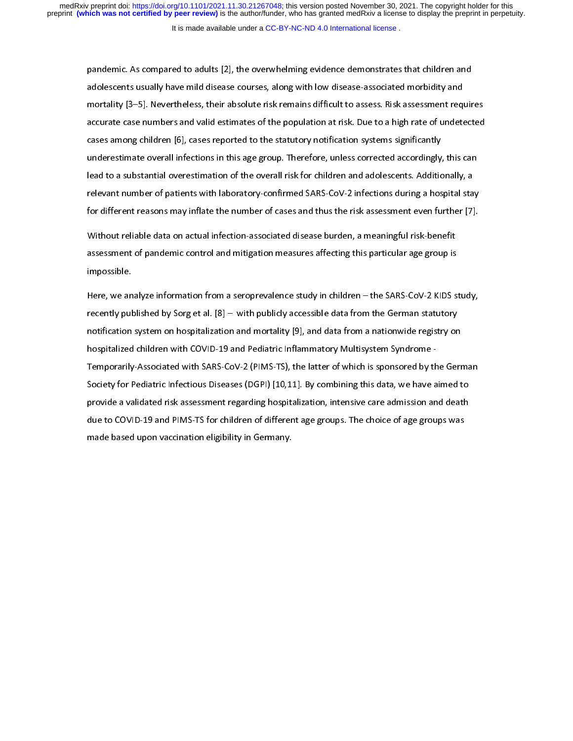pandemic. As compared to adults [2], the overwhelming evidence demonstrates that children and adolescents usually have mild disease courses, along with low disease-associated morbidity and mortality [3–5]. Nevertheless, their absolute risk remains difficult to assess. Risk assessment requires accurate case numbers and valid estimates of the population at risk. Due to a high rate of undetected cases among children [6], cases reported to the statutory notification systems significantly underestimate overall infections in this age group. Therefore, unless corrected accordingly, this can lead to a substantial overestimation of the overall risk for children and adolescents. Additionally, a relevant number of patients with laboratory-confirmed SARS-CoV-2 infections during a hospital stay for different reasons may inflate the number of cases and thus the risk assessment even further [7].

Without reliable data on actual infection-associated disease burden, a meaningful risk-benefit assessment of pandemic control and mitigation measures affecting this particular age group is impossible.

Here, we analyze information from a seroprevalence study in children – the SARS-CoV-2 KIDS study, recently published by Sorg et al. [8] – with publicly accessible data from the German statutory notification system on hospitalization and mortality [9], and data from a nationwide registry on hospitalized children with COVID-19 and Pediatric Inflammatory Multisystem Syndrome - Temporarily-Associated with SARS-CoV-2 (PIMS-TS), the latter of which is sponsored by the German Society for Pediatric Infectious Diseases (DGPI) [10,11]. By combining this data, we have aimed to provide a validated risk assessment regarding hospitalization, intensive care admission and death due to COVID-19 and PIMS-TS for children of different age groups. The choice of age groups was made based upon vaccination eligibility in Germany.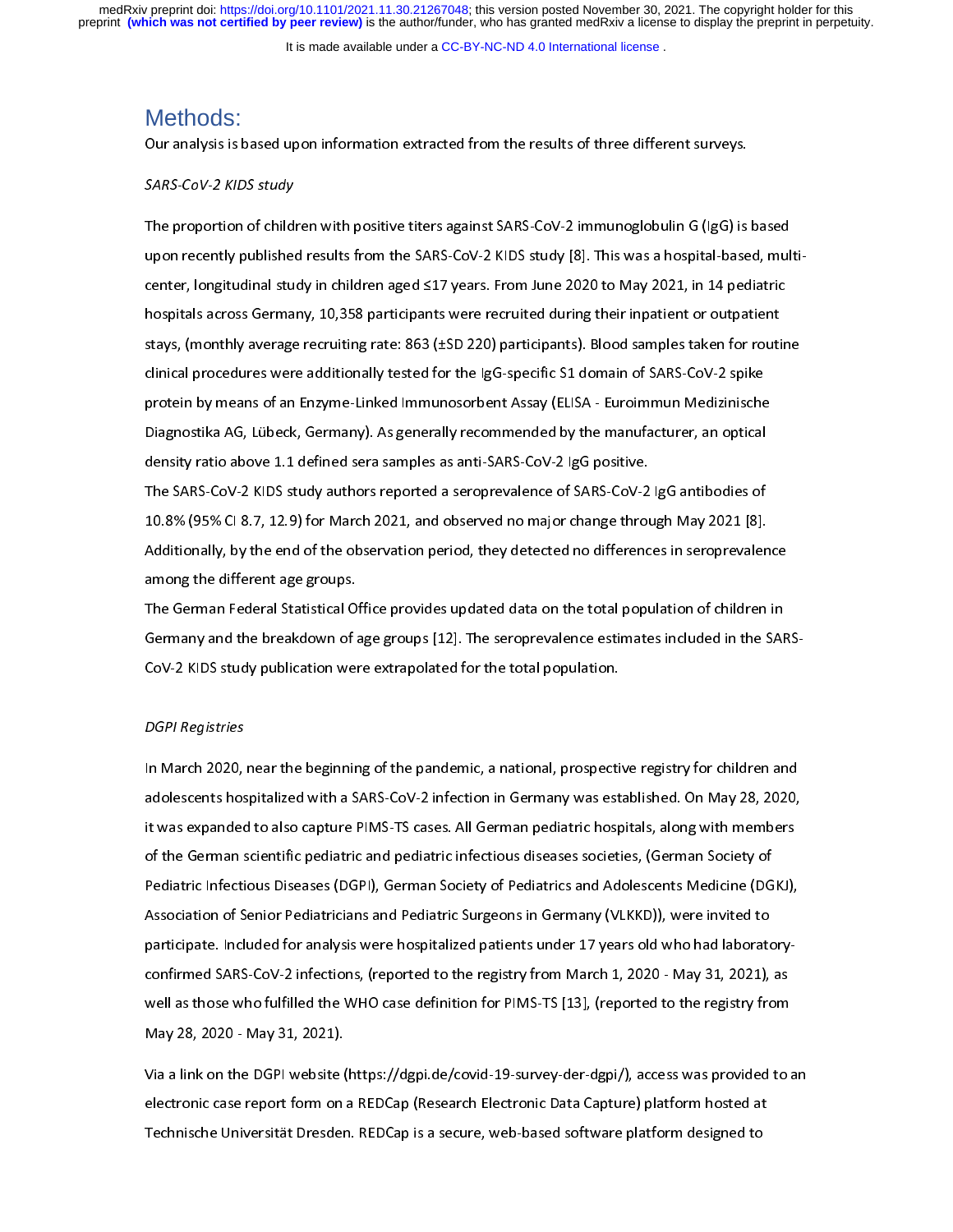## Methods:

Our analysis is based upon information extracted from the results of three different surveys.

*SARS-CoV-2 KIDS study*

The proportion of children with positive titers against SARS-CoV-2 immunoglobulin G (IgG) is based upon recently published results from the SARS-CoV-2 KIDS study [8]. This was a hospital-based, multi-center, longitudinal study in children aged ≤17 years. From June 2020 to May 2021, in 14 pediatric hospitals across Germany, 10,358 participants were recruited during their inpatient or outpatient stays, (monthly average recruiting rate: 863 (±SD 220) participants). Blood samples taken for routine clinical procedures were additionally tested for the IgG-specific S1 domain of SARS-CoV-2 spike protein by means of an Enzyme-Linked Immunosorbent Assay (ELISA - Euroimmun Medizinische Diagnostika AG, Lübeck, Germany). As generally recommended by the manufacturer, an optical density ratio above 1.1 defined sera samples as anti-SARS-CoV-2 IgG positive.

The SARS-CoV-2 KIDS study authors reported a seroprevalence of SARS-CoV-2 IgG antibodies of 10.8% (95% CI 8.7, 12.9) for March 2021, and observed no major change through May 2021 [8]. Additionally, by the end of the observation period, they detected no differences in seroprevalence among the different age groups.

The German Federal Statistical Office provides updated data on the total population of children in Germany and the breakdown of age groups [12]. The seroprevalence estimates included in the SARS-CoV-2 KIDS study publication were extrapolated for the total population.

*DGPI Registries*

In March 2020, near the beginning of the pandemic, a national, prospective registry for children and adolescents hospitalized with a SARS-CoV-2 infection in Germany was established. On May 28, 2020, it was expanded to also capture PIMS-TS cases. All German pediatric hospitals, along with members of the German scientific pediatric and pediatric infectious diseases societies, (German Society of Pediatric Infectious Diseases (DGPI), German Society of Pediatrics and Adolescents Medicine (DGKJ), Association of Senior Pediatricians and Pediatric Surgeons in Germany (VLKKD)), were invited to participate. Included for analysis were hospitalized patients under 17 years old who had laboratory-confirmed SARS-CoV-2 infections, (reported to the registry from March 1, 2020 - May 31, 2021), as well as those who fulfilled the WHO case definition for PIMS-TS [13], (reported to the registry from May 28, 2020 - May 31, 2021).

Via a link on the DGPI website (https://dgpi.de/covid-19-survey-der-dgpi/), access was provided to an electronic case report form on a REDCap (Research Electronic Data Capture) platform hosted at Technische Universität Dresden. REDCap is a secure, web-based software platform designed to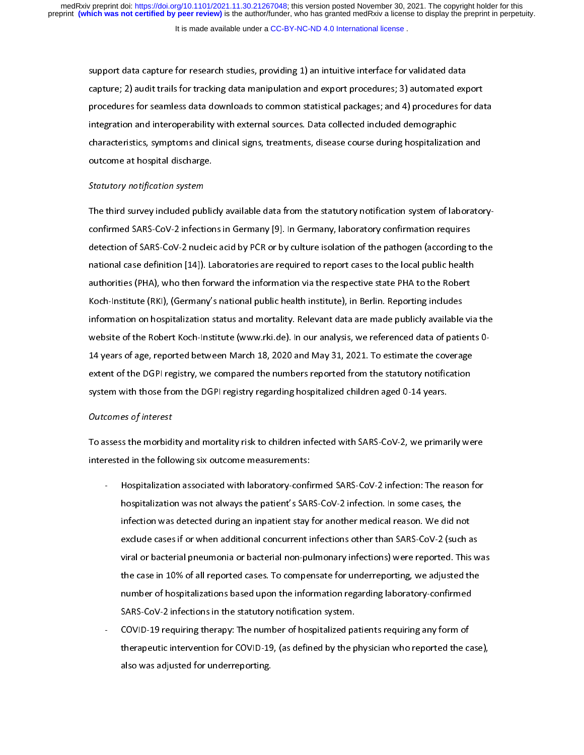support data capture for research studies, providing 1) an intuitive interface for validated data capture; 2) audit trails for tracking data manipulation and export procedures; 3) automated export procedures for seamless data downloads to common statistical packages; and 4) procedures for data integration and interoperability with external sources. Data collected included demographic characteristics, symptoms and clinical signs, treatments, disease course during hospitalization and outcome at hospital discharge.

*Statutory notification system*

The third survey included publicly available data from the statutory notification system of laboratory-confirmed SARS-CoV-2 infections in Germany [9]. In Germany, laboratory confirmation requires detection of SARS-CoV-2 nucleic acid by PCR or by culture isolation of the pathogen (according to the national case definition [14]). Laboratories are required to report cases to the local public health authorities (PHA), who then forward the information via the respective state PHA to the Robert Koch-Institute (RKI), (Germany's national public health institute), in Berlin. Reporting includes information on hospitalization status and mortality. Relevant data are made publicly available via the website of the Robert Koch-Institute (www.rki.de). In our analysis, we referenced data of patients 0-14 years of age, reported between March 18, 2020 and May 31, 2021. To estimate the coverage extent of the DGPI registry, we compared the numbers reported from the statutory notification system with those from the DGPI registry regarding hospitalized children aged 0-14 years.

*Outcomes of interest*

To assess the morbidity and mortality risk to children infected with SARS-CoV-2, we primarily were interested in the following six outcome measurements:

- Hospitalization associated with laboratory-confirmed SARS-CoV-2 infection: The reason for hospitalization was not always the patient's SARS-CoV-2 infection. In some cases, the infection was detected during an inpatient stay for another medical reason. We did not exclude cases if or when additional concurrent infections other than SARS-CoV-2 (such as viral or bacterial pneumonia or bacterial non-pulmonary infections) were reported. This was the case in 10% of all reported cases. To compensate for underreporting, we adjusted the number of hospitalizations based upon the information regarding laboratory-confirmed SARS-CoV-2 infections in the statutory notification system.
- COVID-19 requiring therapy: The number of hospitalized patients requiring any form of therapeutic intervention for COVID-19, (as defined by the physician who reported the case), also was adjusted for underreporting.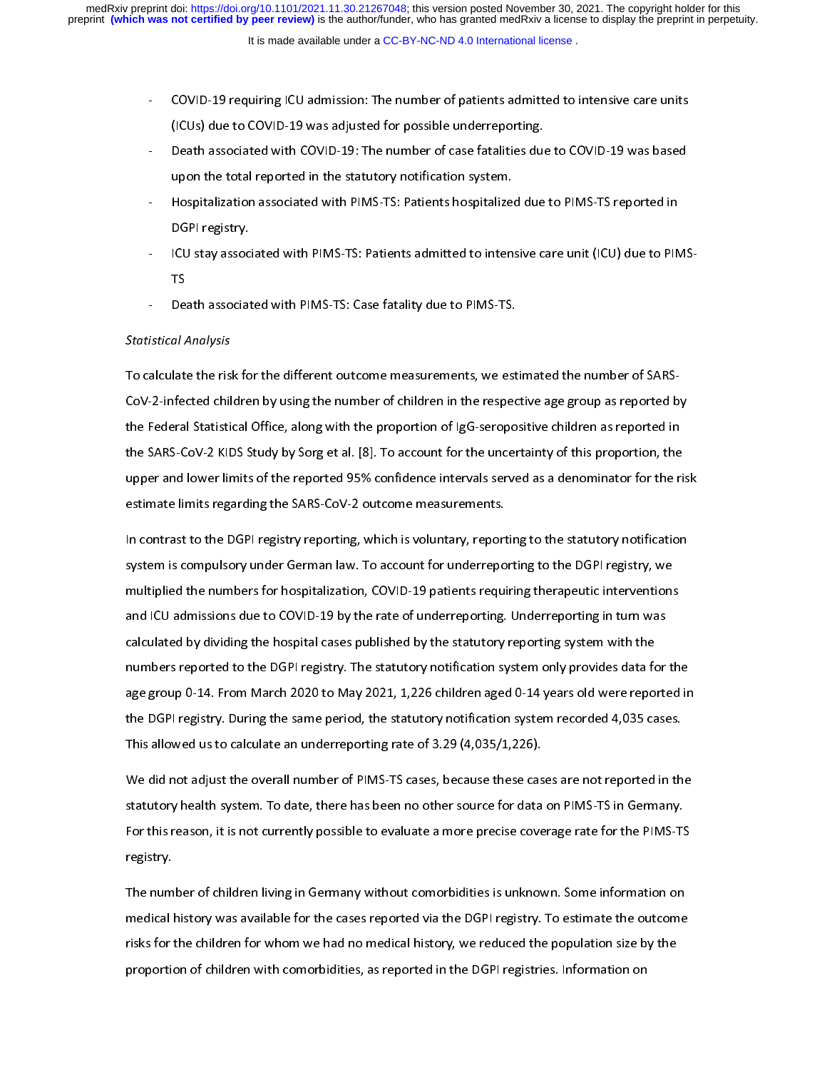- COVID-19 requiring ICU admission: The number of patients admitted to intensive care units (ICUs) due to COVID-19 was adjusted for possible underreporting.
- Death associated with COVID-19: The number of case fatalities due to COVID-19 was based upon the total reported in the statutory notification system.
- Hospitalization associated with PIMS-TS: Patients hospitalized due to PIMS-TS reported in DGPI registry.
- ICU stay associated with PIMS-TS: Patients admitted to intensive care unit (ICU) due to PIMS-TS
- Death associated with PIMS-TS: Case fatality due to PIMS-TS.

*Statistical Analysis*

To calculate the risk for the different outcome measurements, we estimated the number of SARS-CoV-2-infected children by using the number of children in the respective age group as reported by the Federal Statistical Office, along with the proportion of IgG-seropositive children as reported in the SARS-CoV-2 KIDS Study by Sorg et al. [8]. To account for the uncertainty of this proportion, the upper and lower limits of the reported 95% confidence intervals served as a denominator for the risk estimate limits regarding the SARS-CoV-2 outcome measurements.

In contrast to the DGPI registry reporting, which is voluntary, reporting to the statutory notification system is compulsory under German law. To account for underreporting to the DGPI registry, we multiplied the numbers for hospitalization, COVID-19 patients requiring therapeutic interventions and ICU admissions due to COVID-19 by the rate of underreporting. Underreporting in turn was calculated by dividing the hospital cases published by the statutory reporting system with the numbers reported to the DGPI registry. The statutory notification system only provides data for the age group 0-14. From March 2020 to May 2021, 1,226 children aged 0-14 years old were reported in the DGPI registry. During the same period, the statutory notification system recorded 4,035 cases. This allowed us to calculate an underreporting rate of 3.29 (4,035/1,226).

We did not adjust the overall number of PIMS-TS cases, because these cases are not reported in the statutory health system. To date, there has been no other source for data on PIMS-TS in Germany. For this reason, it is not currently possible to evaluate a more precise coverage rate for the PIMS-TS registry.

The number of children living in Germany without comorbidities is unknown. Some information on medical history was available for the cases reported via the DGPI registry. To estimate the outcome risks for the children for whom we had no medical history, we reduced the population size by the proportion of children with comorbidities, as reported in the DGPI registries. Information on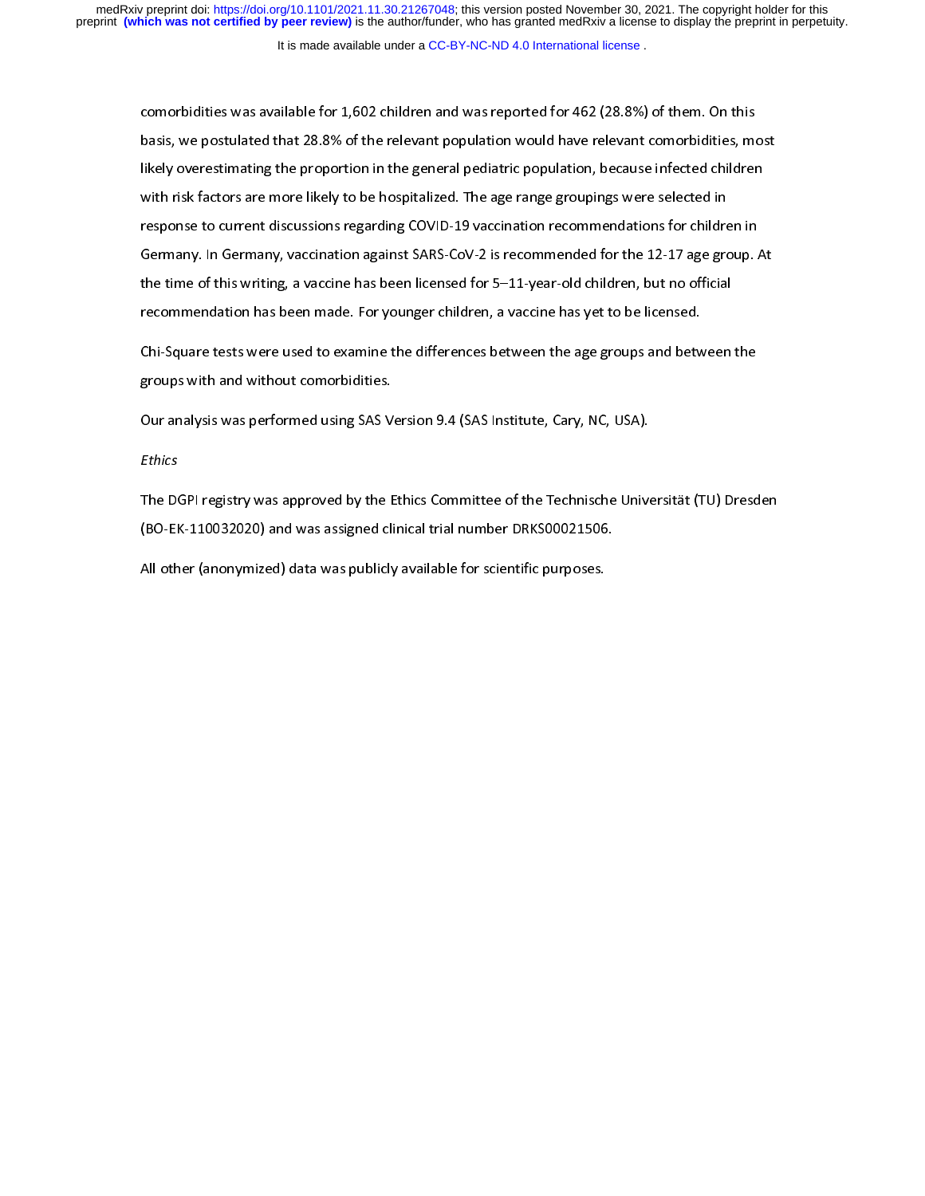comorbidities was available for 1,602 children and was reported for 462 (28.8%) of them. On this basis, we postulated that 28.8% of the relevant population would have relevant comorbidities, most likely overestimating the proportion in the general pediatric population, because infected children with risk factors are more likely to be hospitalized. The age range groupings were selected in response to current discussions regarding COVID-19 vaccination recommendations for children in Germany. In Germany, vaccination against SARS-CoV-2 is recommended for the 12-17 age group. At the time of this writing, a vaccine has been licensed for 5–11-year-old children, but no official recommendation has been made. For younger children, a vaccine has yet to be licensed.

Chi-Square tests were used to examine the differences between the age groups and between the groups with and without comorbidities.

Our analysis was performed using SAS Version 9.4 (SAS Institute, Cary, NC, USA).

*Ethics*

The DGPI registry was approved by the Ethics Committee of the Technische Universität (TU) Dresden (BO-EK-110032020) and was assigned clinical trial number DRKS00021506.

All other (anonymized) data was publicly available for scientific purposes.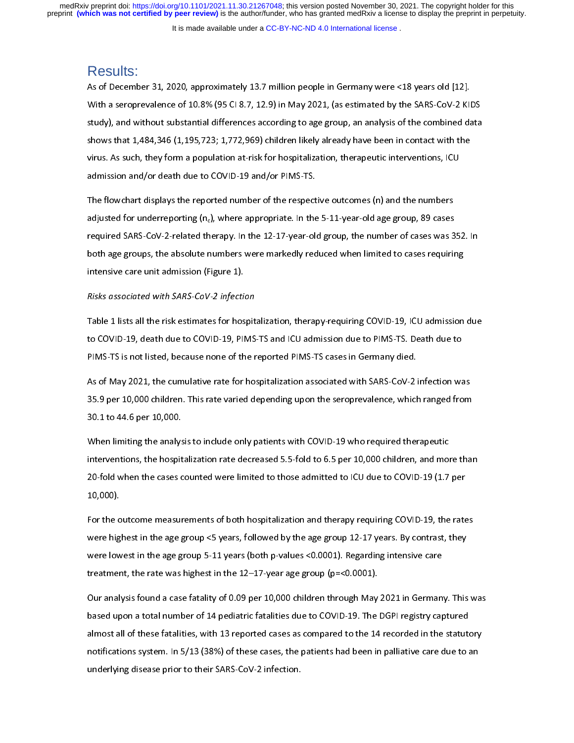## Results:

As of December 31, 2020, approximately 13.7 million people in Germany were <18 years old [12]. With a seroprevalence of 10.8% (95 CI 8.7, 12.9) in May 2021, (as estimated by the SARS-CoV-2 KIDS study), and without substantial differences according to age group, an analysis of the combined data shows that 1,484,346 (1,195,723; 1,772,969) children likely already have been in contact with the virus. As such, they form a population at-risk for hospitalization, therapeutic interventions, ICU admission and/or death due to COVID-19 and/or PIMS-TS.

The flowchart displays the reported number of the respective outcomes (n) and the numbers adjusted for underreporting ($n_c$), where appropriate. In the 5-11-year-old age group, 89 cases required SARS-CoV-2-related therapy. In the 12-17-year-old group, the number of cases was 352. In both age groups, the absolute numbers were markedly reduced when limited to cases requiring intensive care unit admission (Figure 1).

*Risks associated with SARS-CoV-2 infection*

Table 1 lists all the risk estimates for hospitalization, therapy-requiring COVID-19, ICU admission due to COVID-19, death due to COVID-19, PIMS-TS and ICU admission due to PIMS-TS. Death due to PIMS-TS is not listed, because none of the reported PIMS-TS cases in Germany died.

As of May 2021, the cumulative rate for hospitalization associated with SARS-CoV-2 infection was 35.9 per 10,000 children. This rate varied depending upon the seroprevalence, which ranged from 30.1 to 44.6 per 10,000.

When limiting the analysis to include only patients with COVID-19 who required therapeutic interventions, the hospitalization rate decreased 5.5-fold to 6.5 per 10,000 children, and more than 20-fold when the cases counted were limited to those admitted to ICU due to COVID-19 (1.7 per 10,000).

For the outcome measurements of both hospitalization and therapy requiring COVID-19, the rates were highest in the age group <5 years, followed by the age group 12-17 years. By contrast, they were lowest in the age group 5-11 years (both p-values <0.0001). Regarding intensive care treatment, the rate was highest in the 12–17-year age group (p=<0.0001).

Our analysis found a case fatality of 0.09 per 10,000 children through May 2021 in Germany. This was based upon a total number of 14 pediatric fatalities due to COVID-19. The DGPI registry captured almost all of these fatalities, with 13 reported cases as compared to the 14 recorded in the statutory notifications system. In 5/13 (38%) of these cases, the patients had been in palliative care due to an underlying disease prior to their SARS-CoV-2 infection.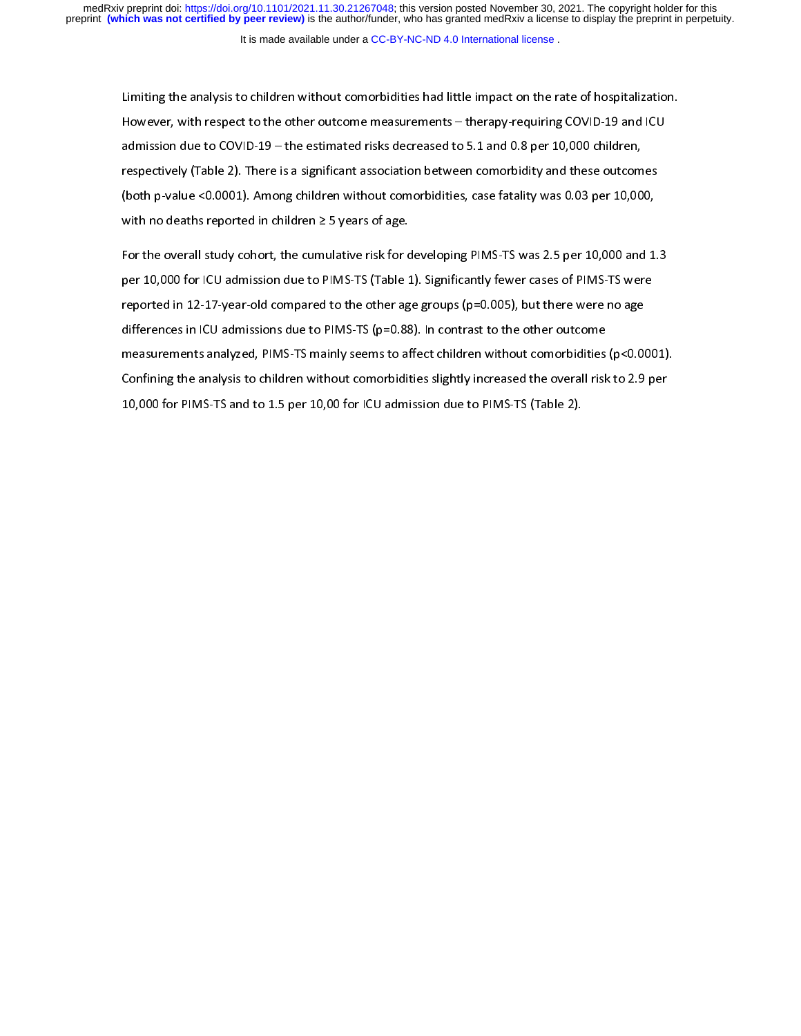Limiting the analysis to children without comorbidities had little impact on the rate of hospitalization. However, with respect to the other outcome measurements – therapy-requiring COVID-19 and ICU admission due to COVID-19 – the estimated risks decreased to 5.1 and 0.8 per 10,000 children, respectively (Table 2). There is a significant association between comorbidity and these outcomes (both p-value <0.0001). Among children without comorbidities, case fatality was 0.03 per 10,000, with no deaths reported in children ≥ 5 years of age.

For the overall study cohort, the cumulative risk for developing PIMS-TS was 2.5 per 10,000 and 1.3 per 10,000 for ICU admission due to PIMS-TS (Table 1). Significantly fewer cases of PIMS-TS were reported in 12-17-year-old compared to the other age groups (p=0.005), but there were no age differences in ICU admissions due to PIMS-TS (p=0.88). In contrast to the other outcome measurements analyzed, PIMS-TS mainly seems to affect children without comorbidities (p<0.0001). Confining the analysis to children without comorbidities slightly increased the overall risk to 2.9 per 10,000 for PIMS-TS and to 1.5 per 10,00 for ICU admission due to PIMS-TS (Table 2).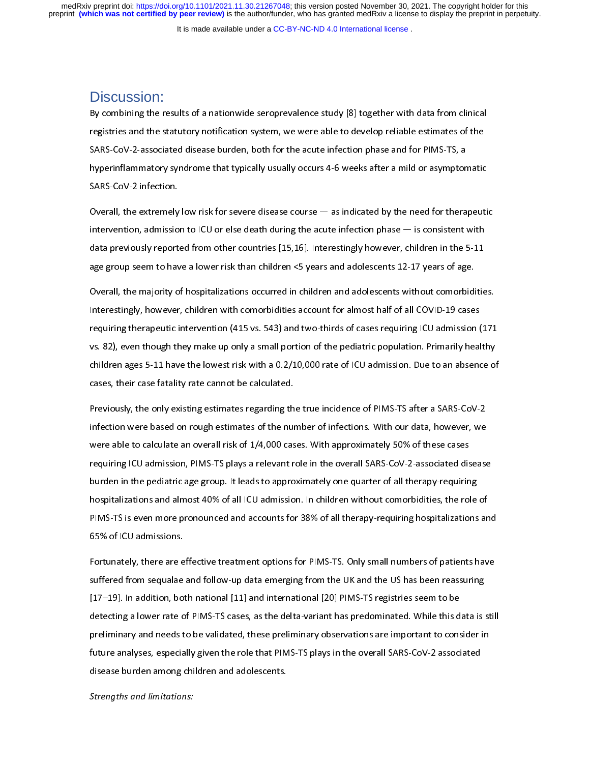## Discussion:

By combining the results of a nationwide seroprevalence study [8] together with data from clinical registries and the statutory notification system, we were able to develop reliable estimates of the SARS-CoV-2-associated disease burden, both for the acute infection phase and for PIMS-TS, a hyperinflammatory syndrome that typically usually occurs 4-6 weeks after a mild or asymptomatic SARS-CoV-2 infection.

Overall, the extremely low risk for severe disease course — as indicated by the need for therapeutic intervention, admission to ICU or else death during the acute infection phase — is consistent with data previously reported from other countries [15,16]. Interestingly however, children in the 5-11 age group seem to have a lower risk than children <5 years and adolescents 12-17 years of age.

Overall, the majority of hospitalizations occurred in children and adolescents without comorbidities. Interestingly, however, children with comorbidities account for almost half of all COVID-19 cases requiring therapeutic intervention (415 vs. 543) and two-thirds of cases requiring ICU admission (171 vs. 82), even though they make up only a small portion of the pediatric population. Primarily healthy children ages 5-11 have the lowest risk with a 0.2/10,000 rate of ICU admission. Due to an absence of cases, their case fatality rate cannot be calculated.

Previously, the only existing estimates regarding the true incidence of PIMS-TS after a SARS-CoV-2 infection were based on rough estimates of the number of infections. With our data, however, we were able to calculate an overall risk of 1/4,000 cases. With approximately 50% of these cases requiring ICU admission, PIMS-TS plays a relevant role in the overall SARS-CoV-2-associated disease burden in the pediatric age group. It leads to approximately one quarter of all therapy-requiring hospitalizations and almost 40% of all ICU admission. In children without comorbidities, the role of PIMS-TS is even more pronounced and accounts for 38% of all therapy-requiring hospitalizations and 65% of ICU admissions.

Fortunately, there are effective treatment options for PIMS-TS. Only small numbers of patients have suffered from sequalae and follow-up data emerging from the UK and the US has been reassuring [17–19]. In addition, both national [11] and international [20] PIMS-TS registries seem to be detecting a lower rate of PIMS-TS cases, as the delta-variant has predominated. While this data is still preliminary and needs to be validated, these preliminary observations are important to consider in future analyses, especially given the role that PIMS-TS plays in the overall SARS-CoV-2 associated disease burden among children and adolescents.

*Strengths and limitations:*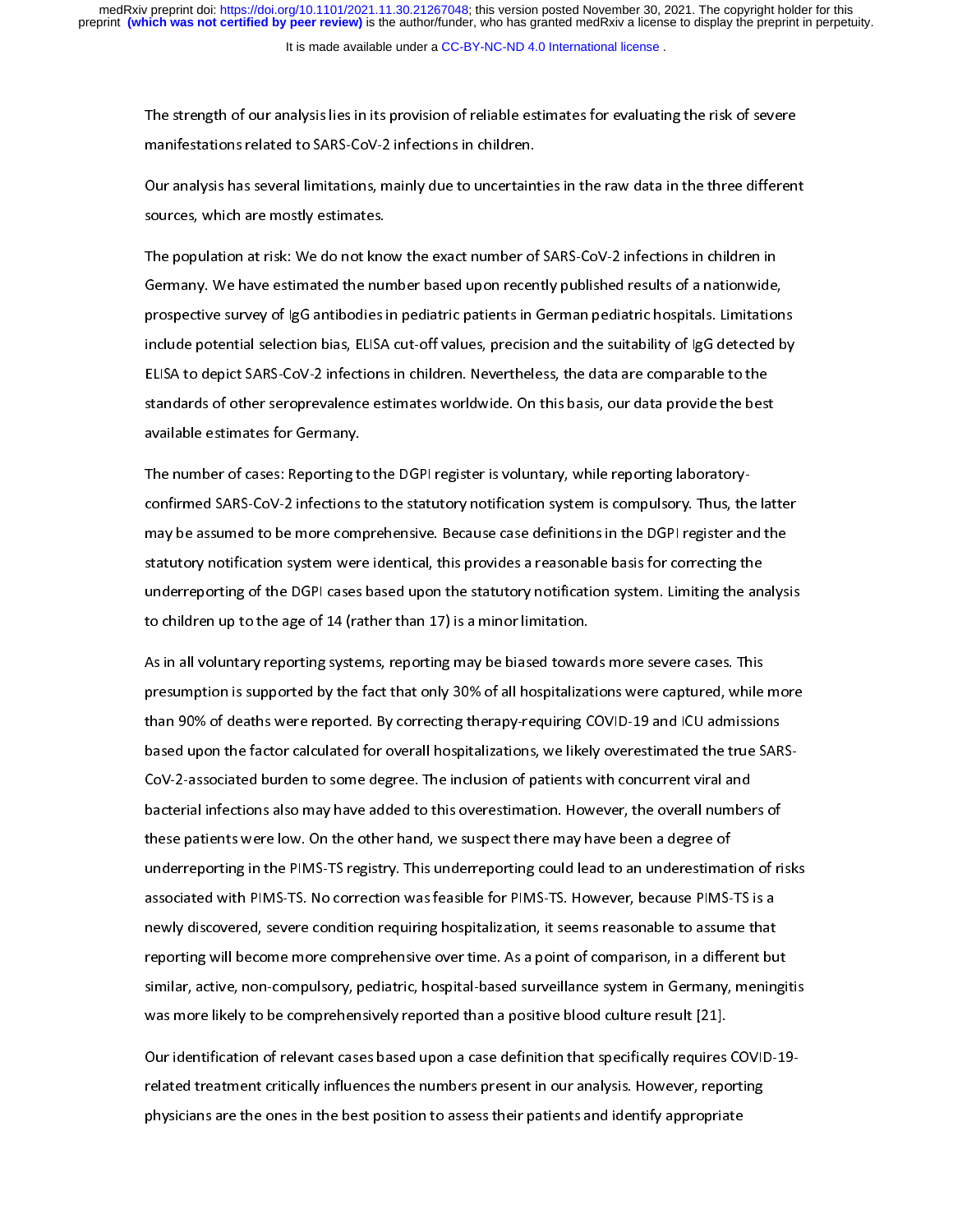The strength of our analysis lies in its provision of reliable estimates for evaluating the risk of severe manifestations related to SARS-CoV-2 infections in children.

Our analysis has several limitations, mainly due to uncertainties in the raw data in the three different sources, which are mostly estimates.

The population at risk: We do not know the exact number of SARS-CoV-2 infections in children in Germany. We have estimated the number based upon recently published results of a nationwide, prospective survey of IgG antibodies in pediatric patients in German pediatric hospitals. Limitations include potential selection bias, ELISA cut-off values, precision and the suitability of IgG detected by ELISA to depict SARS-CoV-2 infections in children. Nevertheless, the data are comparable to the standards of other seroprevalence estimates worldwide. On this basis, our data provide the best available estimates for Germany.

The number of cases: Reporting to the DGPI register is voluntary, while reporting laboratory-confirmed SARS-CoV-2 infections to the statutory notification system is compulsory. Thus, the latter may be assumed to be more comprehensive. Because case definitions in the DGPI register and the statutory notification system were identical, this provides a reasonable basis for correcting the underreporting of the DGPI cases based upon the statutory notification system. Limiting the analysis to children up to the age of 14 (rather than 17) is a minor limitation.

As in all voluntary reporting systems, reporting may be biased towards more severe cases. This presumption is supported by the fact that only 30% of all hospitalizations were captured, while more than 90% of deaths were reported. By correcting therapy-requiring COVID-19 and ICU admissions based upon the factor calculated for overall hospitalizations, we likely overestimated the true SARS-CoV-2-associated burden to some degree. The inclusion of patients with concurrent viral and bacterial infections also may have added to this overestimation. However, the overall numbers of these patients were low. On the other hand, we suspect there may have been a degree of underreporting in the PIMS-TS registry. This underreporting could lead to an underestimation of risks associated with PIMS-TS. No correction was feasible for PIMS-TS. However, because PIMS-TS is a newly discovered, severe condition requiring hospitalization, it seems reasonable to assume that reporting will become more comprehensive over time. As a point of comparison, in a different but similar, active, non-compulsory, pediatric, hospital-based surveillance system in Germany, meningitis was more likely to be comprehensively reported than a positive blood culture result [21].

Our identification of relevant cases based upon a case definition that specifically requires COVID-19-related treatment critically influences the numbers present in our analysis. However, reporting physicians are the ones in the best position to assess their patients and identify appropriate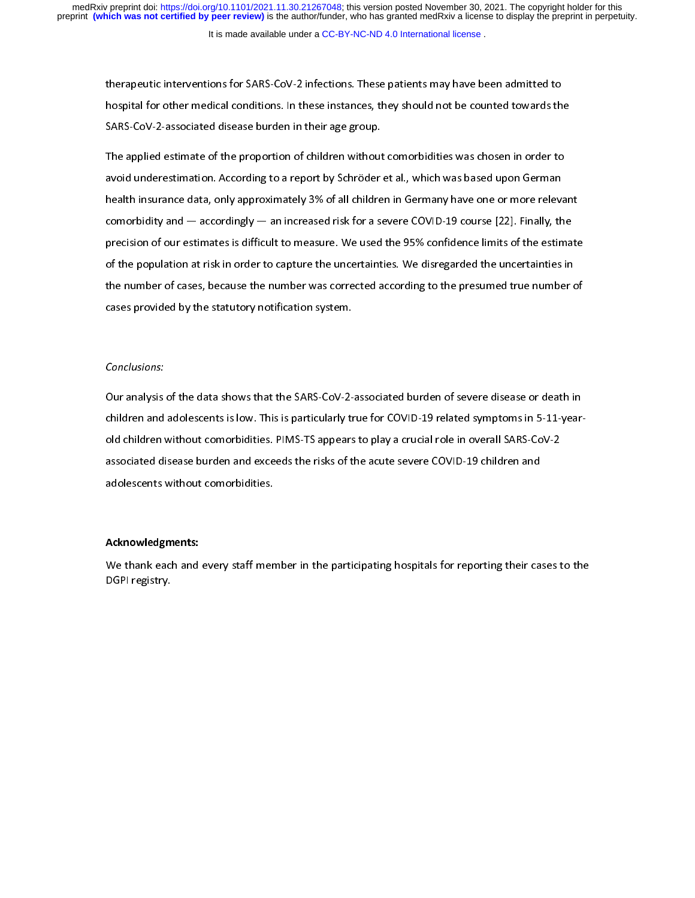therapeutic interventions for SARS-CoV-2 infections. These patients may have been admitted to hospital for other medical conditions. In these instances, they should not be counted towards the SARS-CoV-2-associated disease burden in their age group.

The applied estimate of the proportion of children without comorbidities was chosen in order to avoid underestimation. According to a report by Schröder et al., which was based upon German health insurance data, only approximately 3% of all children in Germany have one or more relevant comorbidity and — accordingly — an increased risk for a severe COVID-19 course [22]. Finally, the precision of our estimates is difficult to measure. We used the 95% confidence limits of the estimate of the population at risk in order to capture the uncertainties. We disregarded the uncertainties in the number of cases, because the number was corrected according to the presumed true number of cases provided by the statutory notification system.

*Conclusions:*

Our analysis of the data shows that the SARS-CoV-2-associated burden of severe disease or death in children and adolescents is low. This is particularly true for COVID-19 related symptoms in 5-11-year-old children without comorbidities. PIMS-TS appears to play a crucial role in overall SARS-CoV-2 associated disease burden and exceeds the risks of the acute severe COVID-19 children and adolescents without comorbidities.

**Acknowledgments:**

We thank each and every staff member in the participating hospitals for reporting their cases to the DGPI registry.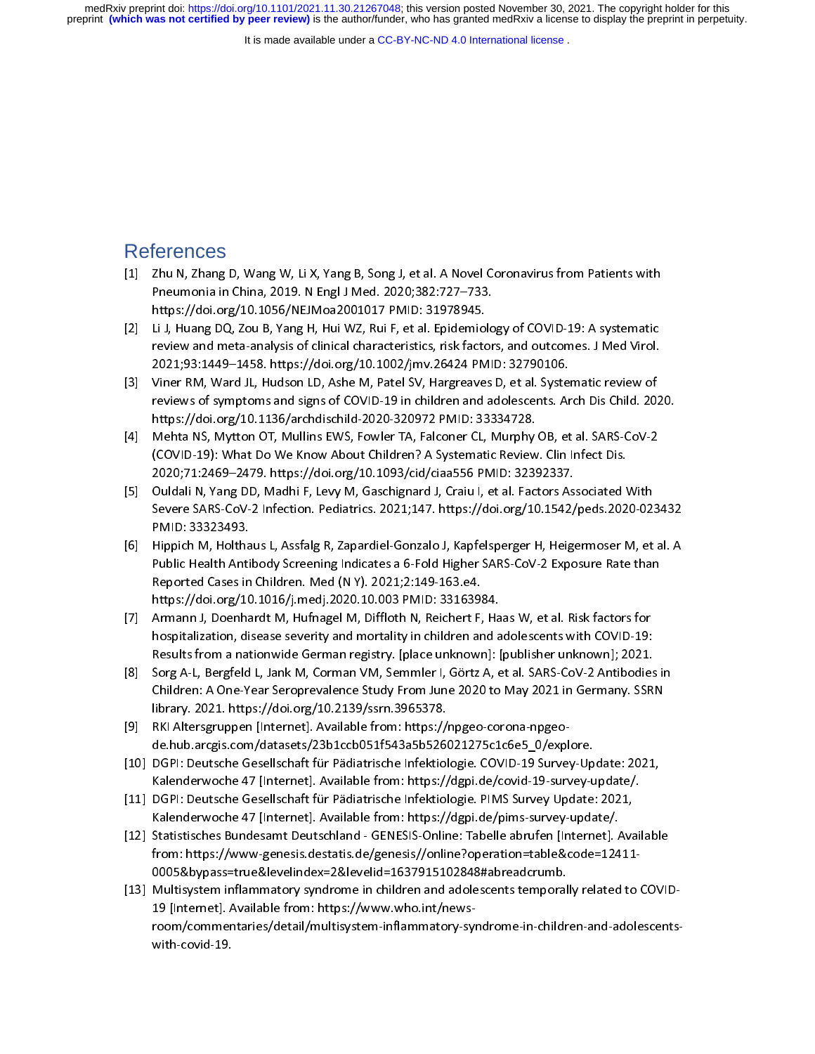## References

[1] Zhu N, Zhang D, Wang W, Li X, Yang B, Song J, et al. A Novel Coronavirus from Patients with Pneumonia in China, 2019. N Engl J Med. 2020;382:727–733. https://doi.org/10.1056/NEJMoa2001017 PMID: 31978945.

[2] Li J, Huang DQ, Zou B, Yang H, Hui WZ, Rui F, et al. Epidemiology of COVID-19: A systematic review and meta-analysis of clinical characteristics, risk factors, and outcomes. J Med Virol. 2021;93:1449–1458. https://doi.org/10.1002/jmv.26424 PMID: 32790106.

[3] Viner RM, Ward JL, Hudson LD, Ashe M, Patel SV, Hargreaves D, et al. Systematic review of reviews of symptoms and signs of COVID-19 in children and adolescents. Arch Dis Child. 2020. https://doi.org/10.1136/archdischild-2020-320972 PMID: 33334728.

[4] Mehta NS, Mytton OT, Mullins EWS, Fowler TA, Falconer CL, Murphy OB, et al. SARS-CoV-2 (COVID-19): What Do We Know About Children? A Systematic Review. Clin Infect Dis. 2020;71:2469–2479. https://doi.org/10.1093/cid/ciaa556 PMID: 32392337.

[5] Ouldali N, Yang DD, Madhi F, Levy M, Gaschignard J, Craiu I, et al. Factors Associated With Severe SARS-CoV-2 Infection. Pediatrics. 2021;147. https://doi.org/10.1542/peds.2020-023432 PMID: 33323493.

[6] Hippich M, Holthaus L, Assfalg R, Zapardiel-Gonzalo J, Kapfelsperger H, Heigermoser M, et al. A Public Health Antibody Screening Indicates a 6-Fold Higher SARS-CoV-2 Exposure Rate than Reported Cases in Children. Med (N Y). 2021;2:149-163.e4. https://doi.org/10.1016/j.medj.2020.10.003 PMID: 33163984.

[7] Armann J, Doenhardt M, Hufnagel M, Diffloth N, Reichert F, Haas W, et al. Risk factors for hospitalization, disease severity and mortality in children and adolescents with COVID-19: Results from a nationwide German registry. [place unknown]: [publisher unknown]; 2021.

[8] Sorg A-L, Bergfeld L, Jank M, Corman VM, Semmler I, Görtz A, et al. SARS-CoV-2 Antibodies in Children: A One-Year Seroprevalence Study From June 2020 to May 2021 in Germany. SSRN library. 2021. https://doi.org/10.2139/ssrn.3965378.

[9] RKI Altersgruppen [Internet]. Available from: https://npgeo-corona-npgeo-de.hub.arcgis.com/datasets/23b1ccb051f543a5b526021275c1c6e5_0/explore.

[10] DGPI: Deutsche Gesellschaft für Pädiatrische Infektiologie. COVID-19 Survey-Update: 2021, Kalenderwoche 47 [Internet]. Available from: https://dgpi.de/covid-19-survey-update/.

[11] DGPI: Deutsche Gesellschaft für Pädiatrische Infektiologie. PIMS Survey Update: 2021, Kalenderwoche 47 [Internet]. Available from: https://dgpi.de/pims-survey-update/.

[12] Statistisches Bundesamt Deutschland - GENESIS-Online: Tabelle abrufen [Internet]. Available from: https://www.genesis.destatis.de/genesis//online?operation=table&code=12411-0005&bypass=true&levelindex=2&levelid=1637915102848#abreadcrumb.

[13] Multisystem inflammatory syndrome in children and adolescents temporally related to COVID-19 [Internet]. Available from: https://www.who.int/news-room/commentaries/detail/multisystem-inflammatory-syndrome-in-children-and-adolescents-with-covid-19.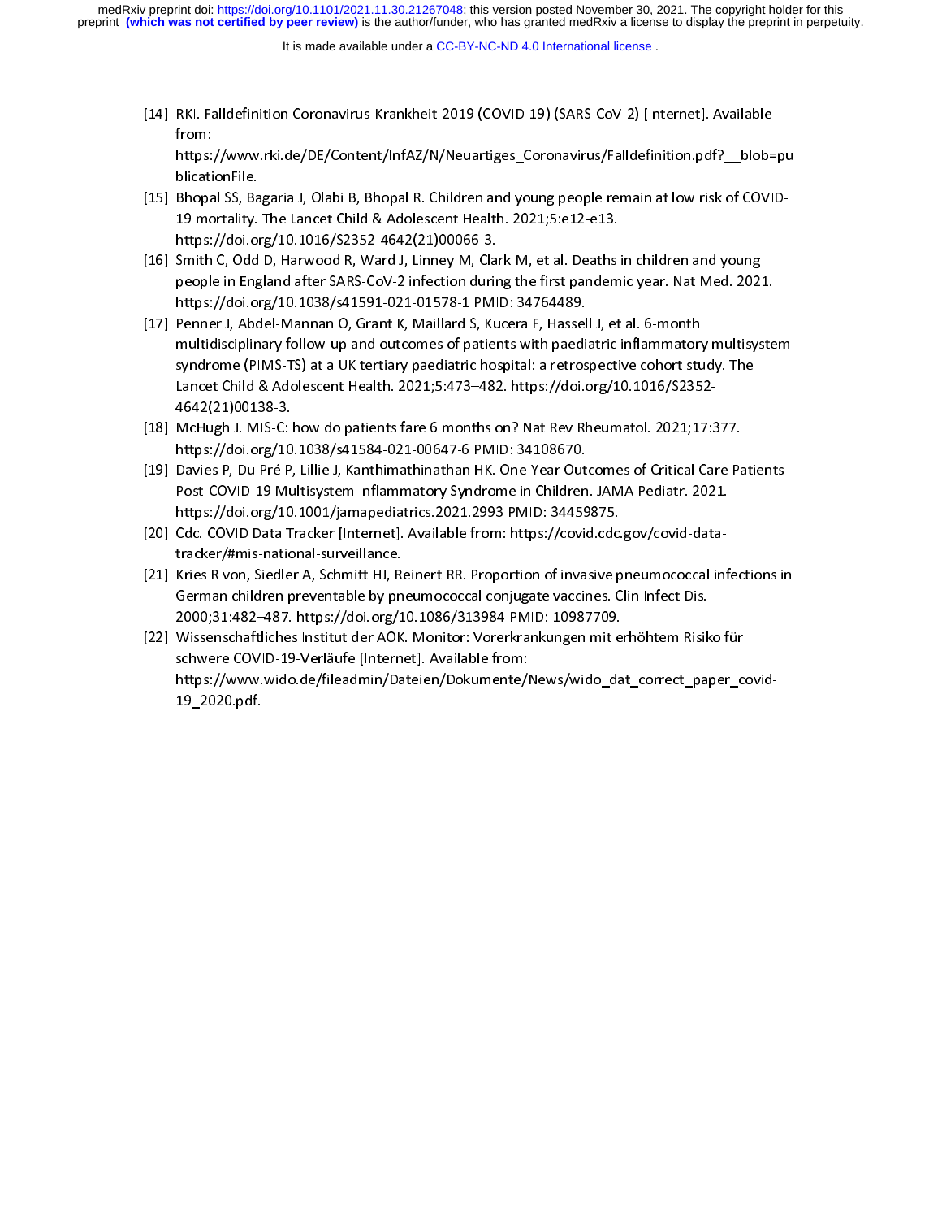[14] RKI. Falldefinition Coronavirus-Krankheit-2019 (COVID-19) (SARS-CoV-2) [Internet]. Available from: https://www.rki.de/DE/Content/InfAZ/N/Neuartiges_Coronavirus/Falldefinition.pdf?__blob=publicationFile.

[15] Bhopal SS, Bagaria J, Olabi B, Bhopal R. Children and young people remain at low risk of COVID-19 mortality. The Lancet Child & Adolescent Health. 2021;5:e12-e13. https://doi.org/10.1016/S2352-4642(21)00066-3.

[16] Smith C, Odd D, Harwood R, Ward J, Linney M, Clark M, et al. Deaths in children and young people in England after SARS-CoV-2 infection during the first pandemic year. Nat Med. 2021. https://doi.org/10.1038/s41591-021-01578-1 PMID: 34764489.

[17] Penner J, Abdel-Mannan O, Grant K, Maillard S, Kucera F, Hassell J, et al. 6-month multidisciplinary follow-up and outcomes of patients with paediatric inflammatory multisystem syndrome (PIMS-TS) at a UK tertiary paediatric hospital: a retrospective cohort study. The Lancet Child & Adolescent Health. 2021;5:473–482. https://doi.org/10.1016/S2352-4642(21)00138-3.

[18] McHugh J. MIS-C: how do patients fare 6 months on? Nat Rev Rheumatol. 2021;17:377. https://doi.org/10.1038/s41584-021-00647-6 PMID: 34108670.

[19] Davies P, Du Pré P, Lillie J, Kanthimathinathan HK. One-Year Outcomes of Critical Care Patients Post-COVID-19 Multisystem Inflammatory Syndrome in Children. JAMA Pediatr. 2021. https://doi.org/10.1001/jamapediatrics.2021.2993 PMID: 34459875.

[20] Cdc. COVID Data Tracker [Internet]. Available from: https://covid.cdc.gov/covid-data-tracker/#mis-national-surveillance.

[21] Kries R von, Siedler A, Schmitt HJ, Reinert RR. Proportion of invasive pneumococcal infections in German children preventable by pneumococcal conjugate vaccines. Clin Infect Dis. 2000;31:482–487. https://doi.org/10.1086/313984 PMID: 10987709.

[22] Wissenschaftliches Institut der AOK. Monitor: Vorerkrankungen mit erhöhtem Risiko für schwere COVID-19-Verläufe [Internet]. Available from: https://www.wido.de/fileadmin/Dateien/Dokumente/News/wido_dat_correct_paper_covid-19_2020.pdf.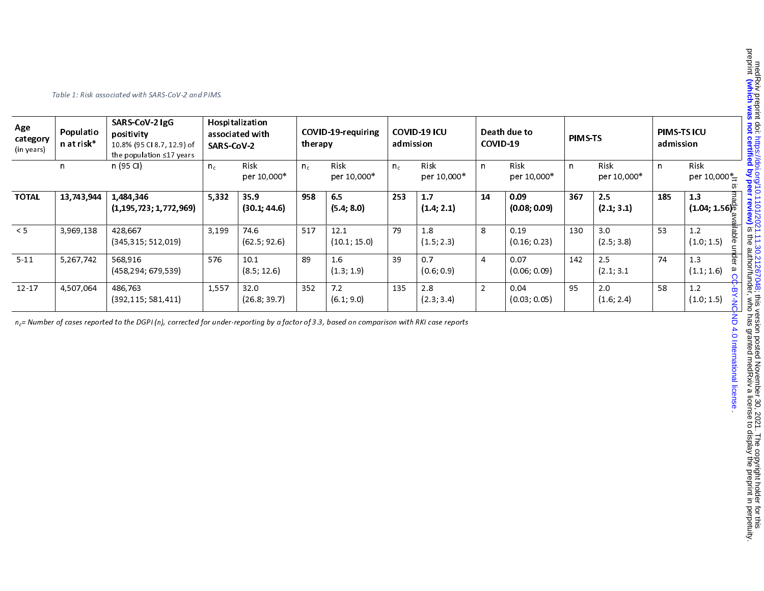*Table 1: Risk associated with SARS-CoV-2 and PIMS.*

| Age category (in years) | Population at risk* | SARS-CoV-2 IgG positivity 10.8% (95 CI 8.7, 12.9) of the population ≤17 years | Hospitalization associated with SARS-CoV-2 | | COVID-19-requiring therapy | | COVID-19 ICU admission | | Death due to COVID-19 | | PIMS-TS | | PIMS-TS ICU admission | |
|---|---|---|---|---|---|---|---|---|---|---|---|---|---|---|
| | n | n (95 CI) | $n_c$ | Risk per 10,000* | $n_c$ | Risk per 10,000* | $n_c$ | Risk per 10,000* | n | Risk per 10,000* | n | Risk per 10,000* | n | Risk per 10,000* |
| **TOTAL** | **13,743,944** | **1,484,346 (1,195,723; 1,772,969)** | **5,332** | **35.9 (30.1; 44.6)** | **958** | **6.5 (5.4; 8.0)** | **253** | **1.7 (1.4; 2.1)** | **14** | **0.09 (0.08; 0.09)** | **367** | **2.5 (2.1; 3.1)** | **185** | **1.3 (1.04; 1.56)** |
| < 5 | 3,969,138 | 428,667 (345,315; 512,019) | 3,199 | 74.6 (62.5; 92.6) | 517 | 12.1 (10.1; 15.0) | 79 | 1.8 (1.5; 2.3) | 8 | 0.19 (0.16; 0.23) | 130 | 3.0 (2.5; 3.8) | 53 | 1.2 (1.0; 1.5) |
| 5-11 | 5,267,742 | 568,916 (458,294; 679,539) | 576 | 10.1 (8.5; 12.6) | 89 | 1.6 (1.3; 1.9) | 39 | 0.7 (0.6; 0.9) | 4 | 0.07 (0.06; 0.09) | 142 | 2.5 (2.1; 3.1 | 74 | 1.3 (1.1; 1.6) |
| 12-17 | 4,507,064 | 486,763 (392,115; 581,411) | 1,557 | 32.0 (26.8; 39.7) | 352 | 7.2 (6.1; 9.0) | 135 | 2.8 (2.3; 3.4) | 2 | 0.04 (0.03; 0.05) | 95 | 2.0 (1.6; 2.4) | 58 | 1.2 (1.0; 1.5) |

*$n_c$= Number of cases reported to the DGPI (n), corrected for under-reporting by a factor of 3.3, based on comparison with RKI case reports*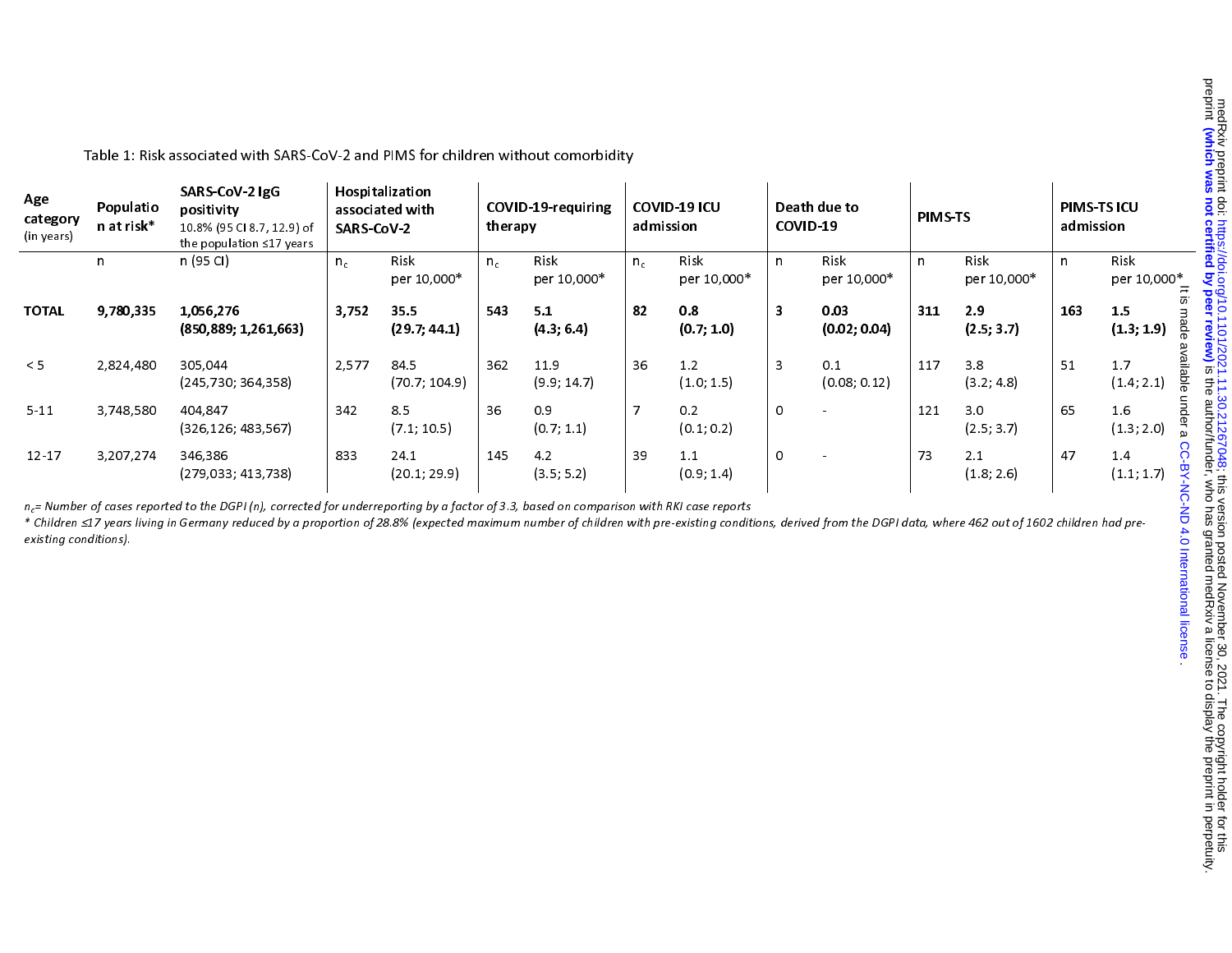Table 1: Risk associated with SARS-CoV-2 and PIMS for children without comorbidity

| Age category (in years) | Population at risk* | SARS-CoV-2 IgG positivity 10.8% (95 CI 8.7, 12.9) of the population ≤17 years | Hospitalization associated with SARS-CoV-2 | | COVID-19-requiring therapy | | COVID-19 ICU admission | | Death due to COVID-19 | | PIMS-TS | | PIMS-TS ICU admission | |
|---|---|---|---|---|---|---|---|---|---|---|---|---|---|---|
| | n | n (95 CI) | $n_c$ | Risk per 10,000* | $n_c$ | Risk per 10,000* | $n_c$ | Risk per 10,000* | n | Risk per 10,000* | n | Risk per 10,000* | n | Risk per 10,000* |
| **TOTAL** | **9,780,335** | **1,056,276 (850,889; 1,261,663)** | **3,752** | **35.5 (29.7; 44.1)** | **543** | **5.1 (4.3; 6.4)** | **82** | **0.8 (0.7; 1.0)** | **3** | **0.03 (0.02; 0.04)** | **311** | **2.9 (2.5; 3.7)** | **163** | **1.5 (1.3; 1.9)** |
| < 5 | 2,824,480 | 305,044 (245,730; 364,358) | 2,577 | 84.5 (70.7; 104.9) | 362 | 11.9 (9.9; 14.7) | 36 | 1.2 (1.0; 1.5) | 3 | 0.1 (0.08; 0.12) | 117 | 3.8 (3.2; 4.8) | 51 | 1.7 (1.4; 2.1) |
| 5-11 | 3,748,580 | 404,847 (326,126; 483,567) | 342 | 8.5 (7.1; 10.5) | 36 | 0.9 (0.7; 1.1) | 7 | 0.2 (0.1; 0.2) | 0 | - | 121 | 3.0 (2.5; 3.7) | 65 | 1.6 (1.3; 2.0) |
| 12-17 | 3,207,274 | 346,386 (279,033; 413,738) | 833 | 24.1 (20.1; 29.9) | 145 | 4.2 (3.5; 5.2) | 39 | 1.1 (0.9; 1.4) | 0 | - | 73 | 2.1 (1.8; 2.6) | 47 | 1.4 (1.1; 1.7) |

*$n_c$= Number of cases reported to the DGPI (n), corrected for underreporting by a factor of 3.3, based on comparison with RKI case reports*

*\* Children ≤17 years living in Germany reduced by a proportion of 28.8% (expected maximum number of children with pre-existing conditions, derived from the DGPI data, where 462 out of 1602 children had pre-existing conditions).*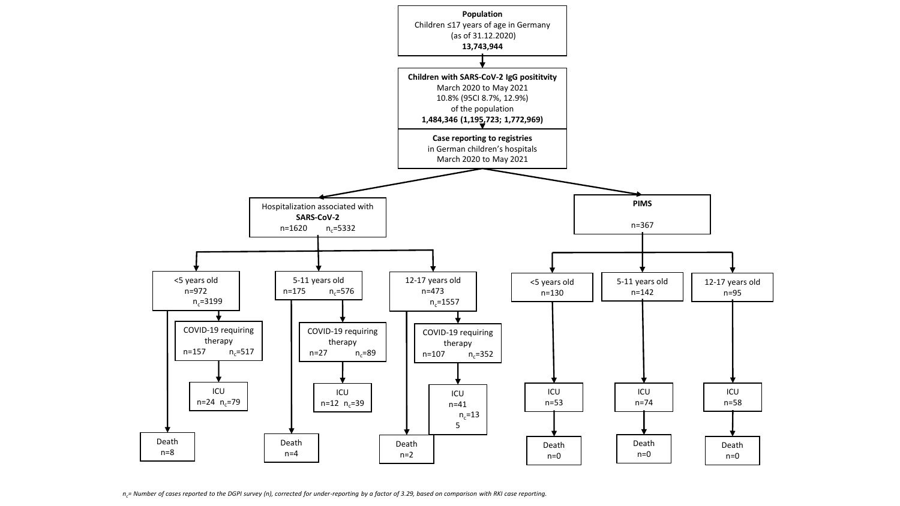**Population**
Children ≤17 years of age in Germany
(as of 31.12.2020)
**13,743,944**

**Children with SARS-CoV-2 IgG posititvity**
March 2020 to May 2021
10.8% (95CI 8.7%, 12.9%)
of the population
**1,484,346 (1,195,723; 1,772,969)**

**Case reporting to registries**
in German children's hospitals
March 2020 to May 2021

Hospitalization associated with **SARS-CoV-2**
n=1620 $n_c$=5332

<5 years old
n=972
$n_c$=3199

COVID-19 requiring therapy
n=157 $n_c$=517

ICU
n=24 $n_c$=79

Death
n=8

5-11 years old
n=175 $n_c$=576

COVID-19 requiring therapy
n=27 $n_c$=89

ICU
n=12 $n_c$=39

Death
n=4

12-17 years old
n=473
$n_c$=1557

COVID-19 requiring therapy
n=107 $n_c$=352

ICU
n=41
$n_c$=13
5

Death
n=2

**PIMS**

n=367

<5 years old
n=130

ICU
n=53

Death
n=0

5-11 years old
n=142

ICU
n=74

Death
n=0

12-17 years old
n=95

ICU
n=58

Death
n=0

*$n_c$= Number of cases reported to the DGPI survey (n), corrected for under-reporting by a factor of 3.29, based on comparison with RKI case reporting.*